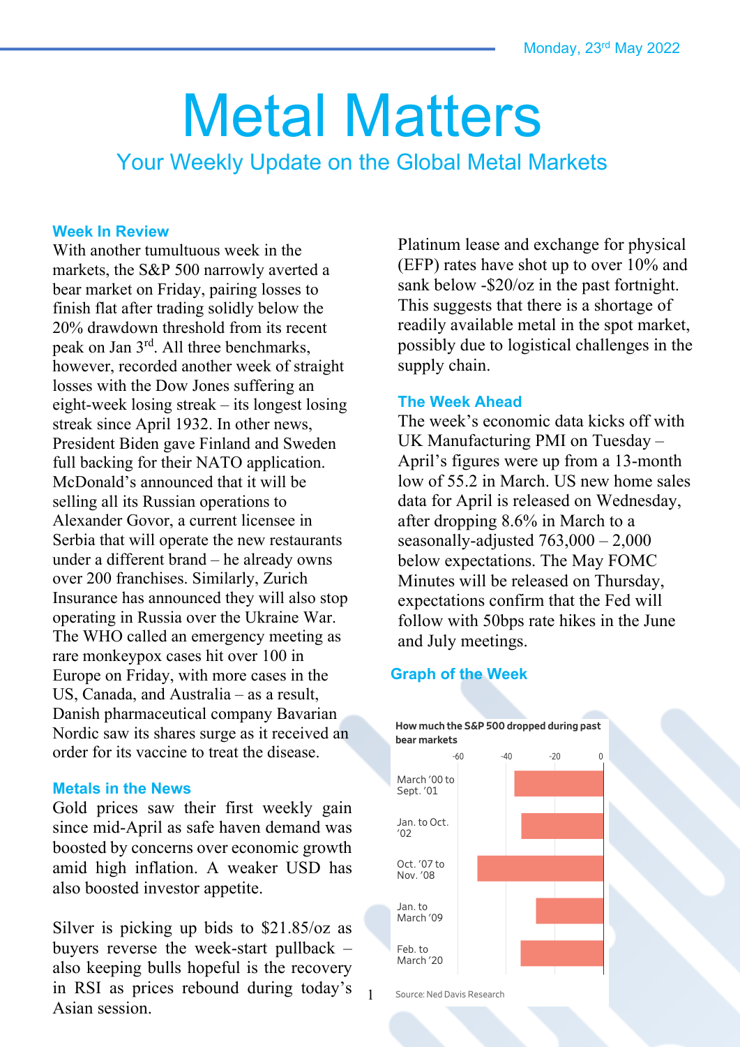Monday, 23rd May 2022

# Metal Matters

## Your Weekly Update on the Global Metal Markets

### Week In Review

With another tumultuous week in the markets, the S&P 500 narrowly averted a bear market on Friday, pairing losses to finish flat after trading solidly below the 20% drawdown threshold from its recent peak on Jan 3rd. All three benchmarks, however, recorded another week of straight losses with the Dow Jones suffering an eight-week losing streak – its longest losing streak since April 1932. In other news, President Biden gave Finland and Sweden full backing for their NATO application. McDonald's announced that it will be selling all its Russian operations to Alexander Govor, a current licensee in Serbia that will operate the new restaurants under a different brand – he already owns over 200 franchises. Similarly, Zurich Insurance has announced they will also stop operating in Russia over the Ukraine War. The WHO called an emergency meeting as rare monkeypox cases hit over 100 in Europe on Friday, with more cases in the US, Canada, and Australia – as a result, Danish pharmaceutical company Bavarian Nordic saw its shares surge as it received an order for its vaccine to treat the disease.

### Metals in the News

Gold prices saw their first weekly gain since mid-April as safe haven demand was boosted by concerns over economic growth amid high inflation. A weaker USD has also boosted investor appetite.

Silver is picking up bids to $21.85/oz as buyers reverse the week-start pullback – also keeping bulls hopeful is the recovery in RSI as prices rebound during today's Asian session.

Platinum lease and exchange for physical (EFP) rates have shot up to over 10% and sank below -$20/oz in the past fortnight. This suggests that there is a shortage of readily available metal in the spot market, possibly due to logistical challenges in the supply chain.

### The Week Ahead

The week's economic data kicks off with UK Manufacturing PMI on Tuesday – April's figures were up from a 13-month low of 55.2 in March. US new home sales data for April is released on Wednesday, after dropping 8.6% in March to a seasonally-adjusted 763,000 – 2,000 below expectations. The May FOMC Minutes will be released on Thursday, expectations confirm that the Fed will follow with 50bps rate hikes in the June and July meetings.

### Graph of the Week

**How much the S&P 500 dropped during past bear markets**

(Axis: -60, -40, -20, 0)

- March '00 to Sept. '01
- Jan. to Oct. '02
- Oct. '07 to Nov. '08
- Jan. to March '09
- Feb. to March '20

Source: Ned Davis Research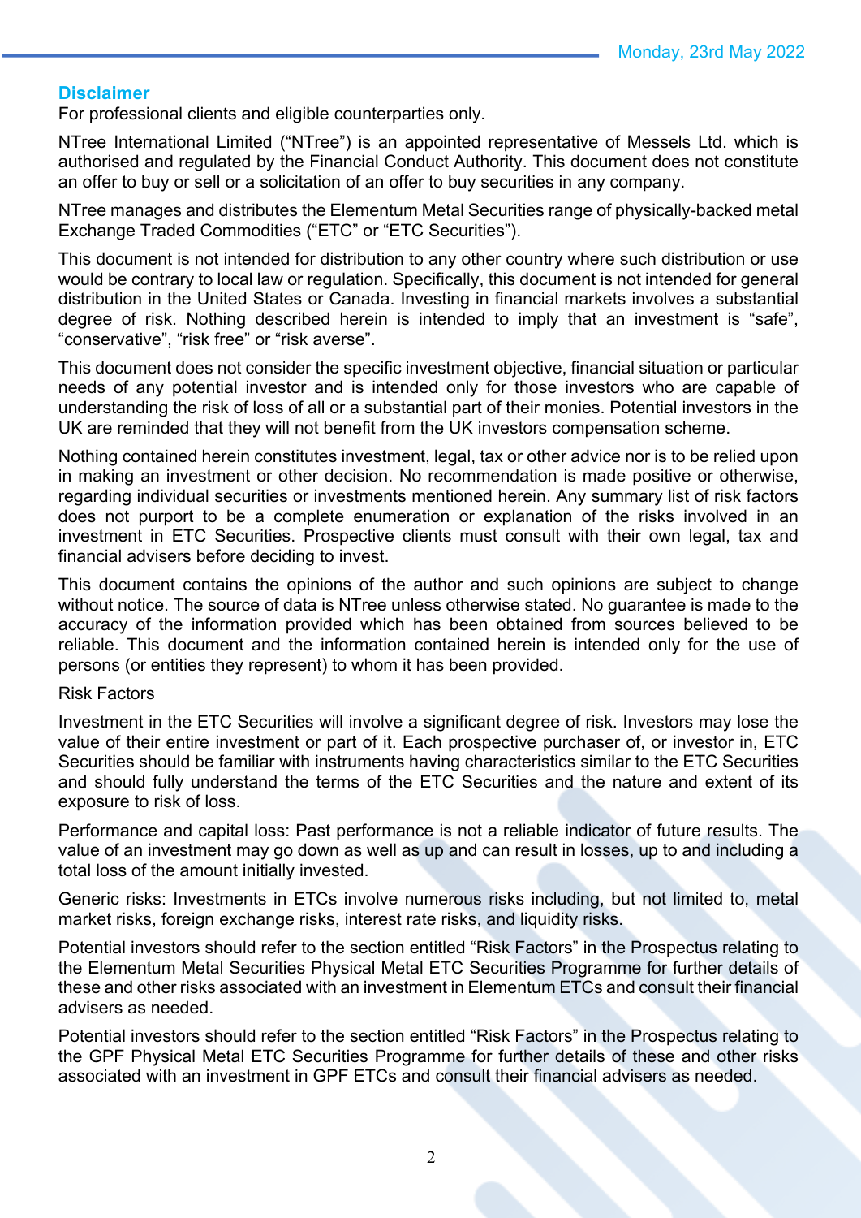## Disclaimer

For professional clients and eligible counterparties only.

NTree International Limited ("NTree") is an appointed representative of Messels Ltd. which is authorised and regulated by the Financial Conduct Authority. This document does not constitute an offer to buy or sell or a solicitation of an offer to buy securities in any company.

NTree manages and distributes the Elementum Metal Securities range of physically-backed metal Exchange Traded Commodities ("ETC" or "ETC Securities").

This document is not intended for distribution to any other country where such distribution or use would be contrary to local law or regulation. Specifically, this document is not intended for general distribution in the United States or Canada. Investing in financial markets involves a substantial degree of risk. Nothing described herein is intended to imply that an investment is "safe", "conservative", "risk free" or "risk averse".

This document does not consider the specific investment objective, financial situation or particular needs of any potential investor and is intended only for those investors who are capable of understanding the risk of loss of all or a substantial part of their monies. Potential investors in the UK are reminded that they will not benefit from the UK investors compensation scheme.

Nothing contained herein constitutes investment, legal, tax or other advice nor is to be relied upon in making an investment or other decision. No recommendation is made positive or otherwise, regarding individual securities or investments mentioned herein. Any summary list of risk factors does not purport to be a complete enumeration or explanation of the risks involved in an investment in ETC Securities. Prospective clients must consult with their own legal, tax and financial advisers before deciding to invest.

This document contains the opinions of the author and such opinions are subject to change without notice. The source of data is NTree unless otherwise stated. No guarantee is made to the accuracy of the information provided which has been obtained from sources believed to be reliable. This document and the information contained herein is intended only for the use of persons (or entities they represent) to whom it has been provided.

Risk Factors

Investment in the ETC Securities will involve a significant degree of risk. Investors may lose the value of their entire investment or part of it. Each prospective purchaser of, or investor in, ETC Securities should be familiar with instruments having characteristics similar to the ETC Securities and should fully understand the terms of the ETC Securities and the nature and extent of its exposure to risk of loss.

Performance and capital loss: Past performance is not a reliable indicator of future results. The value of an investment may go down as well as up and can result in losses, up to and including a total loss of the amount initially invested.

Generic risks: Investments in ETCs involve numerous risks including, but not limited to, metal market risks, foreign exchange risks, interest rate risks, and liquidity risks.

Potential investors should refer to the section entitled "Risk Factors" in the Prospectus relating to the Elementum Metal Securities Physical Metal ETC Securities Programme for further details of these and other risks associated with an investment in Elementum ETCs and consult their financial advisers as needed.

Potential investors should refer to the section entitled "Risk Factors" in the Prospectus relating to the GPF Physical Metal ETC Securities Programme for further details of these and other risks associated with an investment in GPF ETCs and consult their financial advisers as needed.